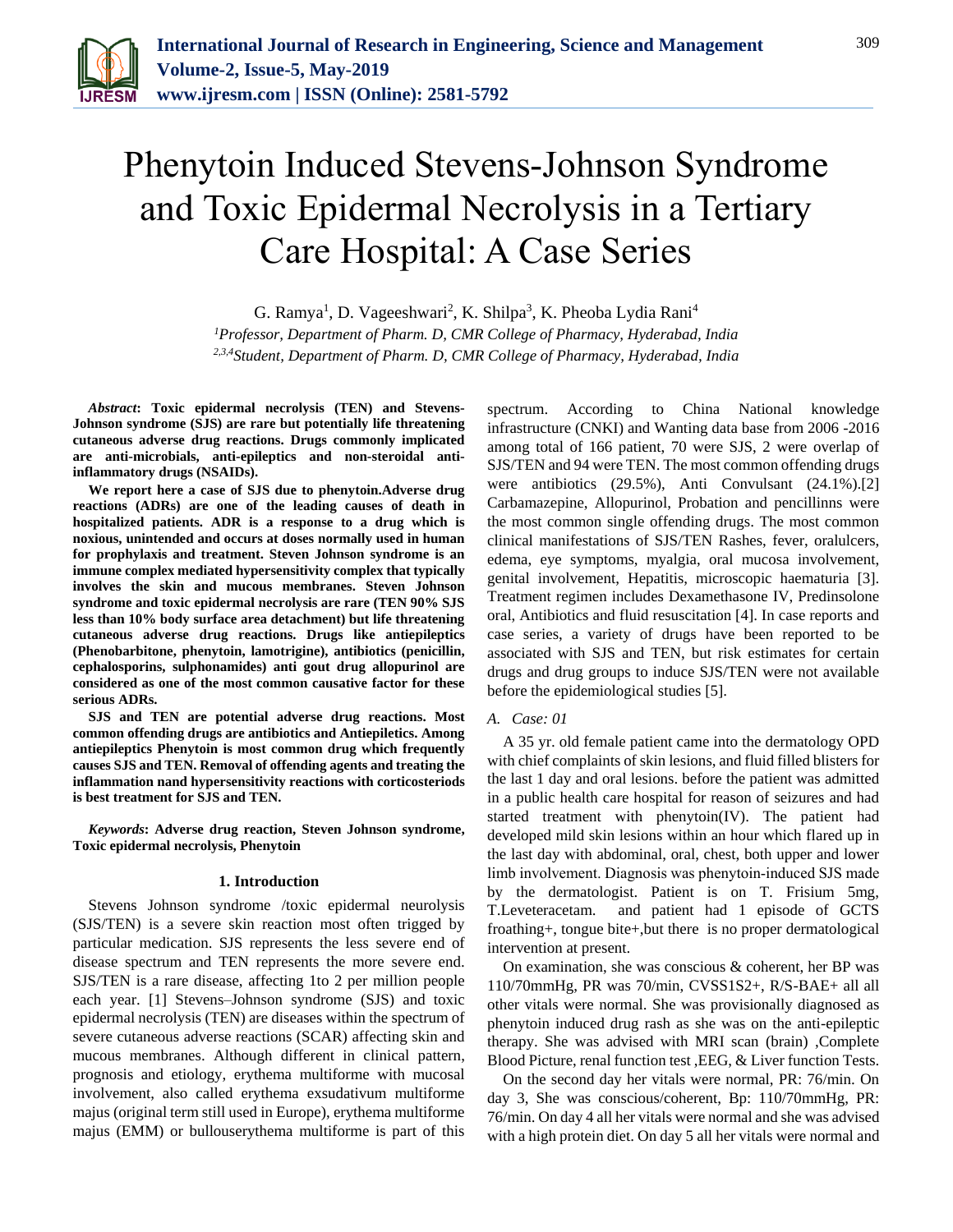# Phenytoin Induced Stevens-Johnson Syndrome and Toxic Epidermal Necrolysis in a Tertiary Care Hospital: A Case Series

G. Ramya[1], D. Vageeshwari[2], K. Shilpa[3], K. Pheoba Lydia Rani[4]

[1]*Professor, Department of Pharm. D, CMR College of Pharmacy, Hyderabad, India*
[2,3,4]*Student, Department of Pharm. D, CMR College of Pharmacy, Hyderabad, India*

***Abstract*****: Toxic epidermal necrolysis (TEN) and Stevens-Johnson syndrome (SJS) are rare but potentially life threatening cutaneous adverse drug reactions. Drugs commonly implicated are anti-microbials, anti-epileptics and non-steroidal anti-inflammatory drugs (NSAIDs).**

**We report here a case of SJS due to phenytoin.Adverse drug reactions (ADRs) are one of the leading causes of death in hospitalized patients. ADR is a response to a drug which is noxious, unintended and occurs at doses normally used in human for prophylaxis and treatment. Steven Johnson syndrome is an immune complex mediated hypersensitivity complex that typically involves the skin and mucous membranes. Steven Johnson syndrome and toxic epidermal necrolysis are rare (TEN 90% SJS less than 10% body surface area detachment) but life threatening cutaneous adverse drug reactions. Drugs like antiepileptics (Phenobarbitone, phenytoin, lamotrigine), antibiotics (penicillin, cephalosporins, sulphonamides) anti gout drug allopurinol are considered as one of the most common causative factor for these serious ADRs.**

**SJS and TEN are potential adverse drug reactions. Most common offending drugs are antibiotics and Antiepiletics. Among antiepileptics Phenytoin is most common drug which frequently causes SJS and TEN. Removal of offending agents and treating the inflammation nand hypersensitivity reactions with corticosteriods is best treatment for SJS and TEN.**

***Keywords*****: Adverse drug reaction, Steven Johnson syndrome, Toxic epidermal necrolysis, Phenytoin**

## 1. Introduction

Stevens Johnson syndrome /toxic epidermal neurolysis (SJS/TEN) is a severe skin reaction most often trigged by particular medication. SJS represents the less severe end of disease spectrum and TEN represents the more severe end. SJS/TEN is a rare disease, affecting 1to 2 per million people each year. [1] Stevens–Johnson syndrome (SJS) and toxic epidermal necrolysis (TEN) are diseases within the spectrum of severe cutaneous adverse reactions (SCAR) affecting skin and mucous membranes. Although different in clinical pattern, prognosis and etiology, erythema multiforme with mucosal involvement, also called erythema exsudativum multiforme majus (original term still used in Europe), erythema multiforme majus (EMM) or bullouserythema multiforme is part of this spectrum. According to China National knowledge infrastructure (CNKI) and Wanting data base from 2006 -2016 among total of 166 patient, 70 were SJS, 2 were overlap of SJS/TEN and 94 were TEN. The most common offending drugs were antibiotics (29.5%), Anti Convulsant (24.1%).[2] Carbamazepine, Allopurinol, Probation and pencillinns were the most common single offending drugs. The most common clinical manifestations of SJS/TEN Rashes, fever, oralulcers, edema, eye symptoms, myalgia, oral mucosa involvement, genital involvement, Hepatitis, microscopic haematuria [3]. Treatment regimen includes Dexamethasone IV, Predinsolone oral, Antibiotics and fluid resuscitation [4]. In case reports and case series, a variety of drugs have been reported to be associated with SJS and TEN, but risk estimates for certain drugs and drug groups to induce SJS/TEN were not available before the epidemiological studies [5].

### *A. Case: 01*

A 35 yr. old female patient came into the dermatology OPD with chief complaints of skin lesions, and fluid filled blisters for the last 1 day and oral lesions. before the patient was admitted in a public health care hospital for reason of seizures and had started treatment with phenytoin(IV). The patient had developed mild skin lesions within an hour which flared up in the last day with abdominal, oral, chest, both upper and lower limb involvement. Diagnosis was phenytoin-induced SJS made by the dermatologist. Patient is on T. Frisium 5mg, T.Leveteracetam. and patient had 1 episode of GCTS froathing+, tongue bite+,but there is no proper dermatological intervention at present.

On examination, she was conscious & coherent, her BP was 110/70mmHg, PR was 70/min, CVSS1S2+, R/S-BAE+ all all other vitals were normal. She was provisionally diagnosed as phenytoin induced drug rash as she was on the anti-epileptic therapy. She was advised with MRI scan (brain) ,Complete Blood Picture, renal function test ,EEG, & Liver function Tests.

On the second day her vitals were normal, PR: 76/min. On day 3, She was conscious/coherent, Bp: 110/70mmHg, PR: 76/min. On day 4 all her vitals were normal and she was advised with a high protein diet. On day 5 all her vitals were normal and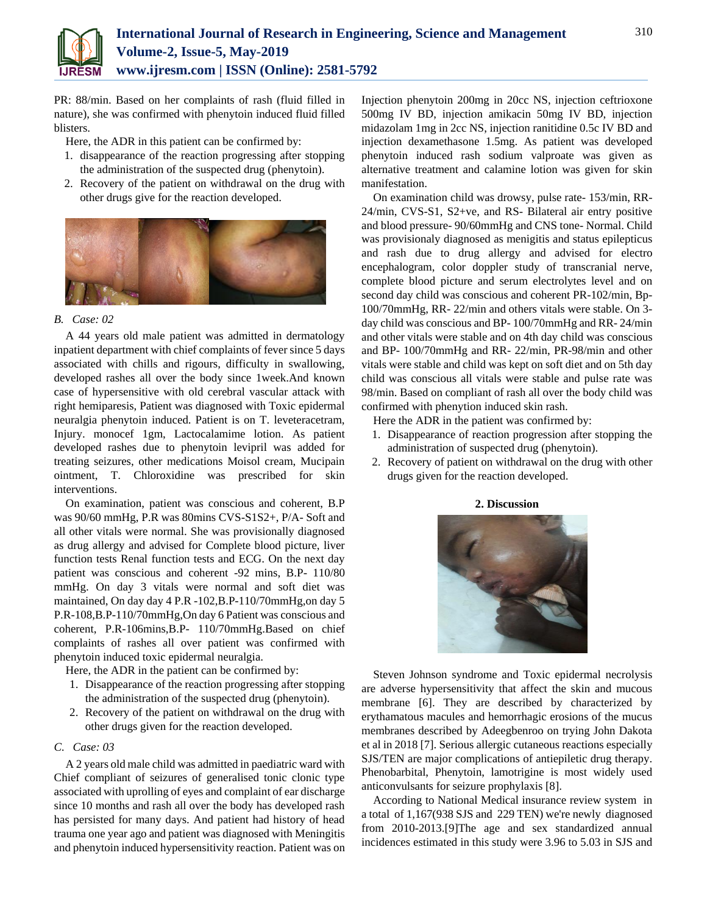PR: 88/min. Based on her complaints of rash (fluid filled in nature), she was confirmed with phenytoin induced fluid filled blisters.

Here, the ADR in this patient can be confirmed by:

1. disappearance of the reaction progressing after stopping the administration of the suspected drug (phenytoin).
2. Recovery of the patient on withdrawal on the drug with other drugs give for the reaction developed.

*B. Case: 02*

A 44 years old male patient was admitted in dermatology inpatient department with chief complaints of fever since 5 days associated with chills and rigours, difficulty in swallowing, developed rashes all over the body since 1week.And known case of hypersensitive with old cerebral vascular attack with right hemiparesis, Patient was diagnosed with Toxic epidermal neuralgia phenytoin induced. Patient is on T. leveteracetram, Injury. monocef 1gm, Lactocalamime lotion. As patient developed rashes due to phenytoin levipril was added for treating seizures, other medications Moisol cream, Mucipain ointment, T. Chloroxidine was prescribed for skin interventions.

On examination, patient was conscious and coherent, B.P was 90/60 mmHg, P.R was 80mins CVS-S1S2+, P/A- Soft and all other vitals were normal. She was provisionally diagnosed as drug allergy and advised for Complete blood picture, liver function tests Renal function tests and ECG. On the next day patient was conscious and coherent -92 mins, B.P- 110/80 mmHg. On day 3 vitals were normal and soft diet was maintained, On day day 4 P.R -102,B.P-110/70mmHg,on day 5 P.R-108,B.P-110/70mmHg,On day 6 Patient was conscious and coherent, P.R-106mins,B.P- 110/70mmHg.Based on chief complaints of rashes all over patient was confirmed with phenytoin induced toxic epidermal neuralgia.

Here, the ADR in the patient can be confirmed by:

1. Disappearance of the reaction progressing after stopping the administration of the suspected drug (phenytoin).
2. Recovery of the patient on withdrawal on the drug with other drugs given for the reaction developed.

*C. Case: 03*

A 2 years old male child was admitted in paediatric ward with Chief compliant of seizures of generalised tonic clonic type associated with uprolling of eyes and complaint of ear discharge since 10 months and rash all over the body has developed rash has persisted for many days. And patient had history of head trauma one year ago and patient was diagnosed with Meningitis and phenytoin induced hypersensitivity reaction. Patient was on Injection phenytoin 200mg in 20cc NS, injection ceftrioxone 500mg IV BD, injection amikacin 50mg IV BD, injection midazolam 1mg in 2cc NS, injection ranitidine 0.5c IV BD and injection dexamethasone 1.5mg. As patient was developed phenytoin induced rash sodium valproate was given as alternative treatment and calamine lotion was given for skin manifestation.

On examination child was drowsy, pulse rate- 153/min, RR- 24/min, CVS-S1, S2+ve, and RS- Bilateral air entry positive and blood pressure- 90/60mmHg and CNS tone- Normal. Child was provisionaly diagnosed as menigitis and status epilepticus and rash due to drug allergy and advised for electro encephalogram, color doppler study of transcranial nerve, complete blood picture and serum electrolytes level and on second day child was conscious and coherent PR-102/min, Bp- 100/70mmHg, RR- 22/min and others vitals were stable. On 3-day child was conscious and BP- 100/70mmHg and RR- 24/min and other vitals were stable and on 4th day child was conscious and BP- 100/70mmHg and RR- 22/min, PR-98/min and other vitals were stable and child was kept on soft diet and on 5th day child was conscious all vitals were stable and pulse rate was 98/min. Based on compliant of rash all over the body child was confirmed with phenytion induced skin rash.

Here the ADR in the patient was confirmed by:

1. Disappearance of reaction progression after stopping the administration of suspected drug (phenytoin).
2. Recovery of patient on withdrawal on the drug with other drugs given for the reaction developed.

## 2. Discussion

Steven Johnson syndrome and Toxic epidermal necrolysis are adverse hypersensitivity that affect the skin and mucous membrane [6]. They are described by characterized by erythamatous macules and hemorrhagic erosions of the mucus membranes described by Adeegbenroo on trying John Dakota et al in 2018 [7]. Serious allergic cutaneous reactions especially SJS/TEN are major complications of antiepiletic drug therapy. Phenobarbital, Phenytoin, lamotrigine is most widely used anticonvulsants for seizure prophylaxis [8].

According to National Medical insurance review system in a total of 1,167(938 SJS and 229 TEN) we're newly diagnosed from 2010-2013.[9]The age and sex standardized annual incidences estimated in this study were 3.96 to 5.03 in SJS and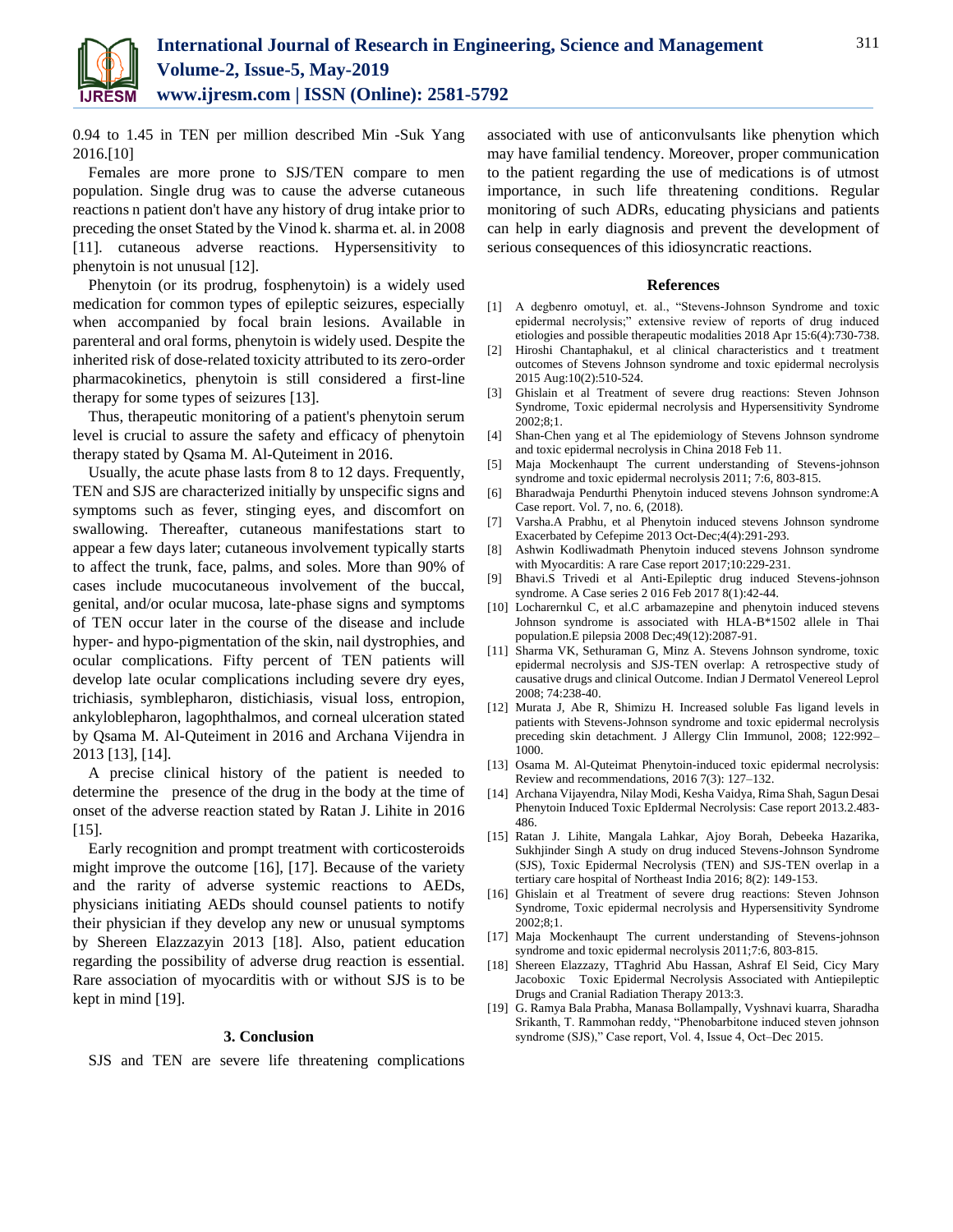0.94 to 1.45 in TEN per million described Min -Suk Yang 2016.[10]

Females are more prone to SJS/TEN compare to men population. Single drug was to cause the adverse cutaneous reactions n patient don't have any history of drug intake prior to preceding the onset Stated by the Vinod k. sharma et. al. in 2008 [11]. cutaneous adverse reactions. Hypersensitivity to phenytoin is not unusual [12].

Phenytoin (or its prodrug, fosphenytoin) is a widely used medication for common types of epileptic seizures, especially when accompanied by focal brain lesions. Available in parenteral and oral forms, phenytoin is widely used. Despite the inherited risk of dose-related toxicity attributed to its zero-order pharmacokinetics, phenytoin is still considered a first-line therapy for some types of seizures [13].

Thus, therapeutic monitoring of a patient's phenytoin serum level is crucial to assure the safety and efficacy of phenytoin therapy stated by Qsama M. Al-Quteiment in 2016.

Usually, the acute phase lasts from 8 to 12 days. Frequently, TEN and SJS are characterized initially by unspecific signs and symptoms such as fever, stinging eyes, and discomfort on swallowing. Thereafter, cutaneous manifestations start to appear a few days later; cutaneous involvement typically starts to affect the trunk, face, palms, and soles. More than 90% of cases include mucocutaneous involvement of the buccal, genital, and/or ocular mucosa, late-phase signs and symptoms of TEN occur later in the course of the disease and include hyper- and hypo-pigmentation of the skin, nail dystrophies, and ocular complications. Fifty percent of TEN patients will develop late ocular complications including severe dry eyes, trichiasis, symblepharon, distichiasis, visual loss, entropion, ankyloblepharon, lagophthalmos, and corneal ulceration stated by Qsama M. Al-Quteiment in 2016 and Archana Vijendra in 2013 [13], [14].

A precise clinical history of the patient is needed to determine the presence of the drug in the body at the time of onset of the adverse reaction stated by Ratan J. Lihite in 2016 [15].

Early recognition and prompt treatment with corticosteroids might improve the outcome [16], [17]. Because of the variety and the rarity of adverse systemic reactions to AEDs, physicians initiating AEDs should counsel patients to notify their physician if they develop any new or unusual symptoms by Shereen Elazzazyin 2013 [18]. Also, patient education regarding the possibility of adverse drug reaction is essential. Rare association of myocarditis with or without SJS is to be kept in mind [19].

## 3. Conclusion

SJS and TEN are severe life threatening complications associated with use of anticonvulsants like phenytion which may have familial tendency. Moreover, proper communication to the patient regarding the use of medications is of utmost importance, in such life threatening conditions. Regular monitoring of such ADRs, educating physicians and patients can help in early diagnosis and prevent the development of serious consequences of this idiosyncratic reactions.

## References

[1] A degbenro omotuyl, et. al., "Stevens-Johnson Syndrome and toxic epidermal necrolysis;" extensive review of reports of drug induced etiologies and possible therapeutic modalities 2018 Apr 15:6(4):730-738.

[2] Hiroshi Chantaphakul, et al clinical characteristics and t treatment outcomes of Stevens Johnson syndrome and toxic epidermal necrolysis 2015 Aug:10(2):510-524.

[3] Ghislain et al Treatment of severe drug reactions: Steven Johnson Syndrome, Toxic epidermal necrolysis and Hypersensitivity Syndrome 2002;8;1.

[4] Shan-Chen yang et al The epidemiology of Stevens Johnson syndrome and toxic epidermal necrolysis in China 2018 Feb 11.

[5] Maja Mockenhaupt The current understanding of Stevens-johnson syndrome and toxic epidermal necrolysis 2011; 7:6, 803-815.

[6] Bharadwaja Pendurthi Phenytoin induced stevens Johnson syndrome:A Case report. Vol. 7, no. 6, (2018).

[7] Varsha.A Prabhu, et al Phenytoin induced stevens Johnson syndrome Exacerbated by Cefepime 2013 Oct-Dec;4(4):291-293.

[8] Ashwin Kodliwadmath Phenytoin induced stevens Johnson syndrome with Myocarditis: A rare Case report 2017;10:229-231.

[9] Bhavi.S Trivedi et al Anti-Epileptic drug induced Stevens-johnson syndrome. A Case series 2 016 Feb 2017 8(1):42-44.

[10] Locharernkul C, et al.C arbamazepine and phenytoin induced stevens Johnson syndrome is associated with HLA-B*1502 allele in Thai population.E pilepsia 2008 Dec;49(12):2087-91.

[11] Sharma VK, Sethuraman G, Minz A. Stevens Johnson syndrome, toxic epidermal necrolysis and SJS-TEN overlap: A retrospective study of causative drugs and clinical Outcome. Indian J Dermatol Venereol Leprol 2008; 74:238-40.

[12] Murata J, Abe R, Shimizu H. Increased soluble Fas ligand levels in patients with Stevens-Johnson syndrome and toxic epidermal necrolysis preceding skin detachment. J Allergy Clin Immunol, 2008; 122:992–1000.

[13] Osama M. Al-Quteimat Phenytoin-induced toxic epidermal necrolysis: Review and recommendations, 2016 7(3): 127–132.

[14] Archana Vijayendra, Nilay Modi, Kesha Vaidya, Rima Shah, Sagun Desai Phenytoin Induced Toxic EpIdermal Necrolysis: Case report 2013.2.483-486.

[15] Ratan J. Lihite, Mangala Lahkar, Ajoy Borah, Debeeka Hazarika, Sukhjinder Singh A study on drug induced Stevens-Johnson Syndrome (SJS), Toxic Epidermal Necrolysis (TEN) and SJS-TEN overlap in a tertiary care hospital of Northeast India 2016; 8(2): 149-153.

[16] Ghislain et al Treatment of severe drug reactions: Steven Johnson Syndrome, Toxic epidermal necrolysis and Hypersensitivity Syndrome 2002;8;1.

[17] Maja Mockenhaupt The current understanding of Stevens-johnson syndrome and toxic epidermal necrolysis 2011;7:6, 803-815.

[18] Shereen Elazzazy, TTaghrid Abu Hassan, Ashraf El Seid, Cicy Mary Jacoboxic Toxic Epidermal Necrolysis Associated with Antiepileptic Drugs and Cranial Radiation Therapy 2013:3.

[19] G. Ramya Bala Prabha, Manasa Bollampally, Vyshnavi kuarra, Sharadha Srikanth, T. Rammohan reddy, "Phenobarbitone induced steven johnson syndrome (SJS)," Case report, Vol. 4, Issue 4, Oct–Dec 2015.